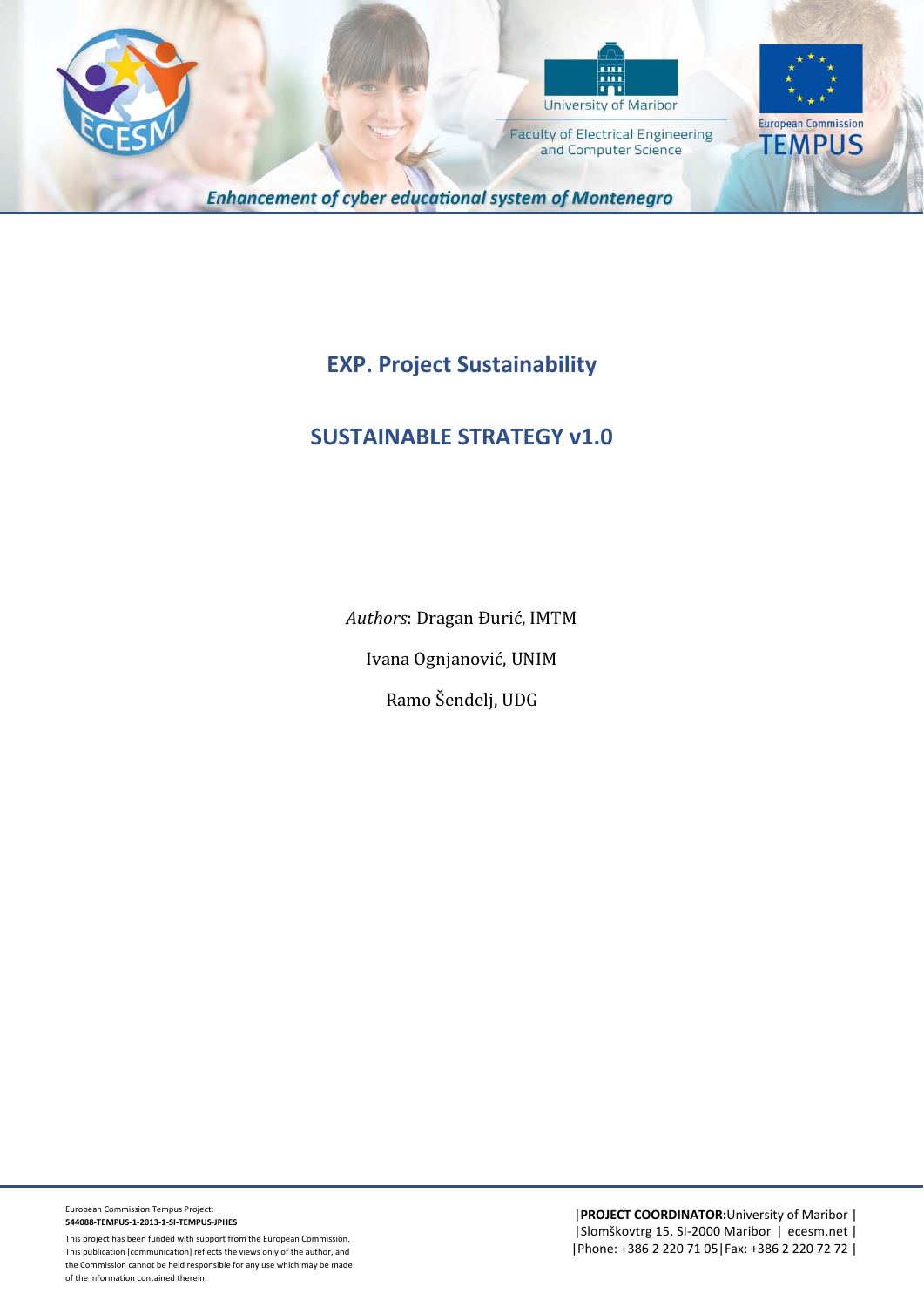Enhancement of cyber educational system of Montenegro

# EXP. Project Sustainability

# SUSTAINABLE STRATEGY v1.0

*Authors*: Dragan Đurić, IMTM

Ivana Ognjanović, UNIM

Ramo Šendelj, UDG

European Commission Tempus Project:
**544088-TEMPUS-1-2013-1-SI-TEMPUS-JPHES**

This project has been funded with support from the European Commission. This publication [communication] reflects the views only of the author, and the Commission cannot be held responsible for any use which may be made of the information contained therein.

|**PROJECT COORDINATOR:** University of Maribor |
|Slomškovtrg 15, SI-2000 Maribor | ecesm.net |
|Phone: +386 2 220 71 05|Fax: +386 2 220 72 72 |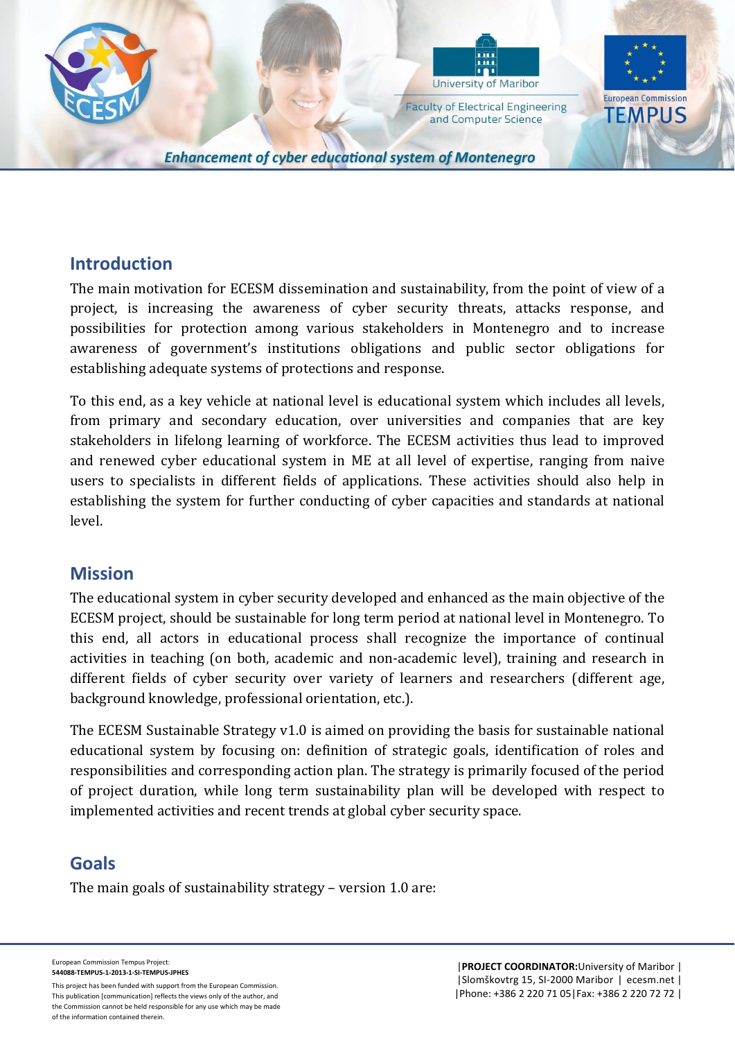## Introduction

The main motivation for ECESM dissemination and sustainability, from the point of view of a project, is increasing the awareness of cyber security threats, attacks response, and possibilities for protection among various stakeholders in Montenegro and to increase awareness of government's institutions obligations and public sector obligations for establishing adequate systems of protections and response.

To this end, as a key vehicle at national level is educational system which includes all levels, from primary and secondary education, over universities and companies that are key stakeholders in lifelong learning of workforce. The ECESM activities thus lead to improved and renewed cyber educational system in ME at all level of expertise, ranging from naive users to specialists in different fields of applications. These activities should also help in establishing the system for further conducting of cyber capacities and standards at national level.

## Mission

The educational system in cyber security developed and enhanced as the main objective of the ECESM project, should be sustainable for long term period at national level in Montenegro. To this end, all actors in educational process shall recognize the importance of continual activities in teaching (on both, academic and non-academic level), training and research in different fields of cyber security over variety of learners and researchers (different age, background knowledge, professional orientation, etc.).

The ECESM Sustainable Strategy v1.0 is aimed on providing the basis for sustainable national educational system by focusing on: definition of strategic goals, identification of roles and responsibilities and corresponding action plan. The strategy is primarily focused of the period of project duration, while long term sustainability plan will be developed with respect to implemented activities and recent trends at global cyber security space.

## Goals

The main goals of sustainability strategy – version 1.0 are: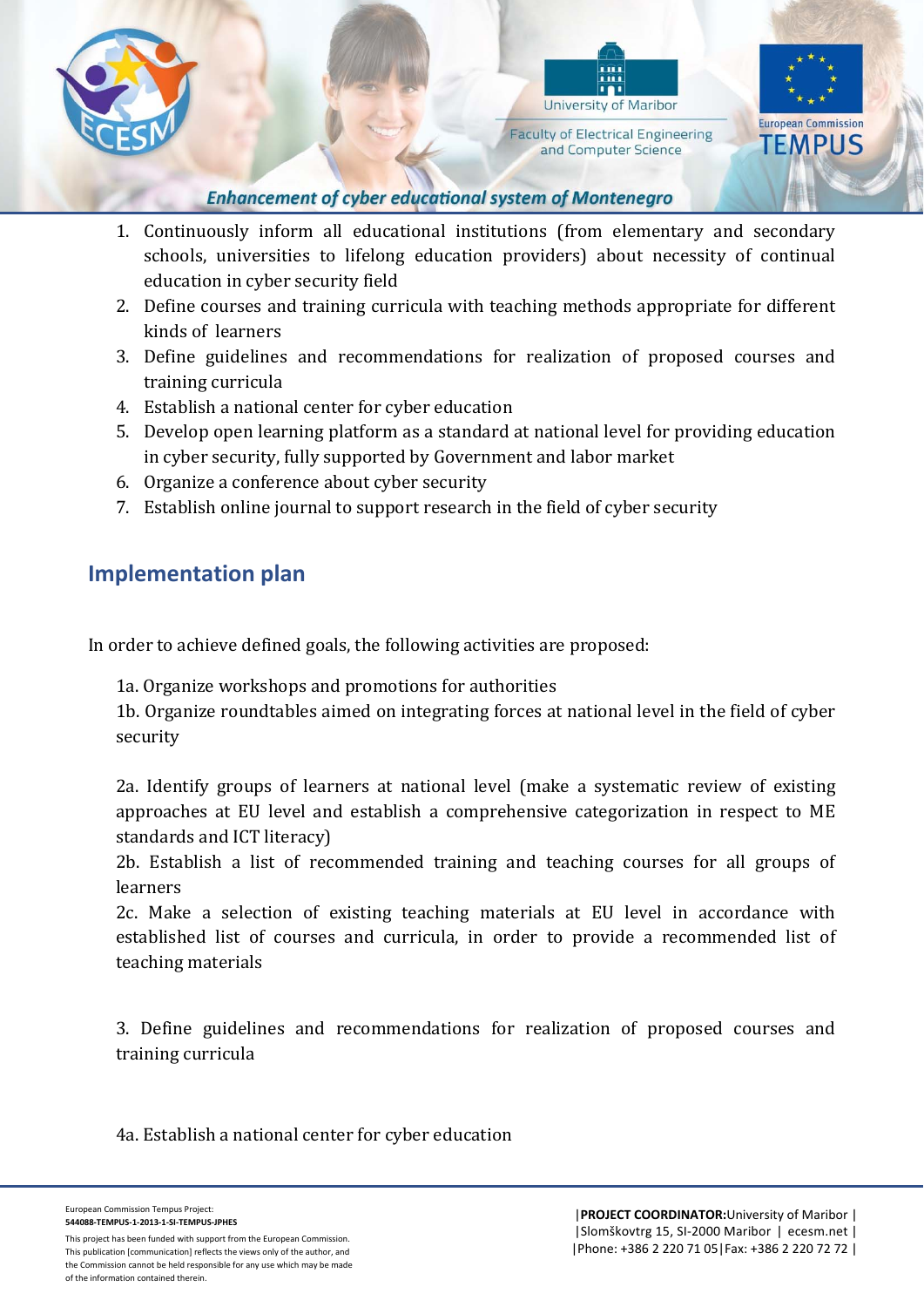1. Continuously inform all educational institutions (from elementary and secondary schools, universities to lifelong education providers) about necessity of continual education in cyber security field
2. Define courses and training curricula with teaching methods appropriate for different kinds of learners
3. Define guidelines and recommendations for realization of proposed courses and training curricula
4. Establish a national center for cyber education
5. Develop open learning platform as a standard at national level for providing education in cyber security, fully supported by Government and labor market
6. Organize a conference about cyber security
7. Establish online journal to support research in the field of cyber security

## Implementation plan

In order to achieve defined goals, the following activities are proposed:

1a. Organize workshops and promotions for authorities
1b. Organize roundtables aimed on integrating forces at national level in the field of cyber security

2a. Identify groups of learners at national level (make a systematic review of existing approaches at EU level and establish a comprehensive categorization in respect to ME standards and ICT literacy)
2b. Establish a list of recommended training and teaching courses for all groups of learners
2c. Make a selection of existing teaching materials at EU level in accordance with established list of courses and curricula, in order to provide a recommended list of teaching materials

3. Define guidelines and recommendations for realization of proposed courses and training curricula

4a. Establish a national center for cyber education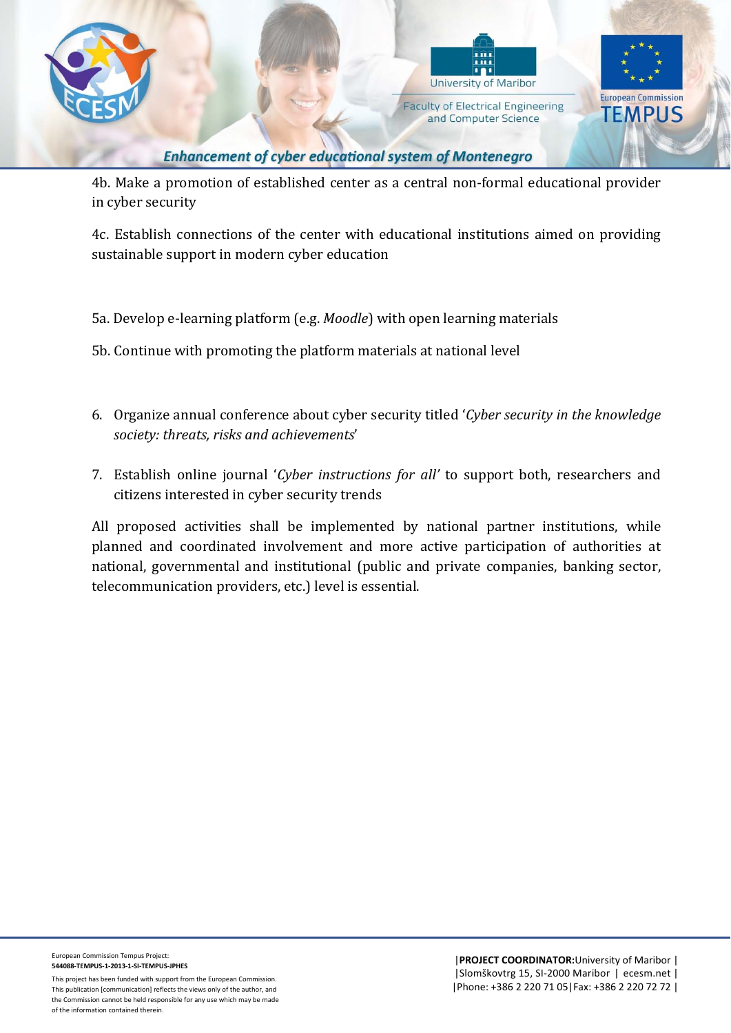4b. Make a promotion of established center as a central non-formal educational provider in cyber security

4c. Establish connections of the center with educational institutions aimed on providing sustainable support in modern cyber education

5a. Develop e-learning platform (e.g. *Moodle*) with open learning materials

5b. Continue with promoting the platform materials at national level

6. Organize annual conference about cyber security titled '*Cyber security in the knowledge society: threats, risks and achievements*'

7. Establish online journal '*Cyber instructions for all'* to support both, researchers and citizens interested in cyber security trends

All proposed activities shall be implemented by national partner institutions, while planned and coordinated involvement and more active participation of authorities at national, governmental and institutional (public and private companies, banking sector, telecommunication providers, etc.) level is essential.